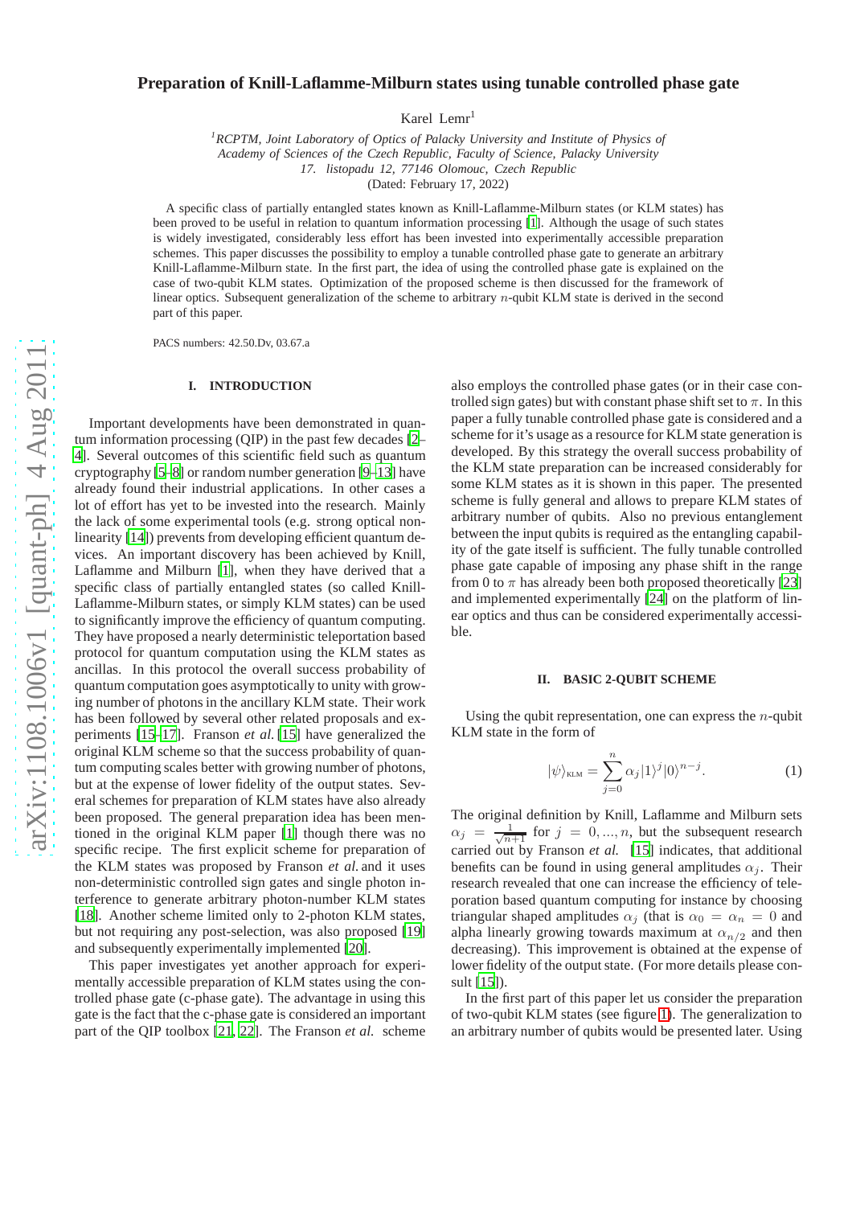# Preparation of Knill-Laflamme-Milburn states using tunable controlled phase gate

Karel Lemr[1]

[1]*RCPTM, Joint Laboratory of Optics of Palacky University and Institute of Physics of Academy of Sciences of the Czech Republic, Faculty of Science, Palacky University 17. listopadu 12, 77146 Olomouc, Czech Republic*

(Dated: February 17, 2022)

A specific class of partially entangled states known as Knill-Laflamme-Milburn states (or KLM states) has been proved to be useful in relation to quantum information processing [1]. Although the usage of such states is widely investigated, considerably less effort has been invested into experimentally accessible preparation schemes. This paper discusses the possibility to employ a tunable controlled phase gate to generate an arbitrary Knill-Laflamme-Milburn state. In the first part, the idea of using the controlled phase gate is explained on the case of two-qubit KLM states. Optimization of the proposed scheme is then discussed for the framework of linear optics. Subsequent generalization of the scheme to arbitrary $n$-qubit KLM state is derived in the second part of this paper.

PACS numbers: 42.50.Dv, 03.67.a

## I. INTRODUCTION

Important developments have been demonstrated in quantum information processing (QIP) in the past few decades [2–4]. Several outcomes of this scientific field such as quantum cryptography [5–8] or random number generation [9–13] have already found their industrial applications. In other cases a lot of effort has yet to be invested into the research. Mainly the lack of some experimental tools (e.g. strong optical nonlinearity [14]) prevents from developing efficient quantum devices. An important discovery has been achieved by Knill, Laflamme and Milburn [1], when they have derived that a specific class of partially entangled states (so called Knill-Laflamme-Milburn states, or simply KLM states) can be used to significantly improve the efficiency of quantum computing. They have proposed a nearly deterministic teleportation based protocol for quantum computation using the KLM states as ancillas. In this protocol the overall success probability of quantum computation goes asymptotically to unity with growing number of photons in the ancillary KLM state. Their work has been followed by several other related proposals and experiments [15–17]. Franson *et al.* [15] have generalized the original KLM scheme so that the success probability of quantum computing scales better with growing number of photons, but at the expense of lower fidelity of the output states. Several schemes for preparation of KLM states have also already been proposed. The general preparation idea has been mentioned in the original KLM paper [1] though there was no specific recipe. The first explicit scheme for preparation of the KLM states was proposed by Franson *et al.* and it uses non-deterministic controlled sign gates and single photon interference to generate arbitrary photon-number KLM states [18]. Another scheme limited only to 2-photon KLM states, but not requiring any post-selection, was also proposed [19] and subsequently experimentally implemented [20].

This paper investigates yet another approach for experimentally accessible preparation of KLM states using the controlled phase gate (c-phase gate). The advantage in using this gate is the fact that the c-phase gate is considered an important part of the QIP toolbox [21, 22]. The Franson *et al.* scheme also employs the controlled phase gates (or in their case controlled sign gates) but with constant phase shift set to $\pi$. In this paper a fully tunable controlled phase gate is considered and a scheme for it's usage as a resource for KLM state generation is developed. By this strategy the overall success probability of the KLM state preparation can be increased considerably for some KLM states as it is shown in this paper. The presented scheme is fully general and allows to prepare KLM states of arbitrary number of qubits. Also no previous entanglement between the input qubits is required as the entangling capability of the gate itself is sufficient. The fully tunable controlled phase gate capable of imposing any phase shift in the range from 0 to $\pi$ has already been both proposed theoretically [23] and implemented experimentally [24] on the platform of linear optics and thus can be considered experimentally accessible.

## II. BASIC 2-QUBIT SCHEME

Using the qubit representation, one can express the $n$-qubit KLM state in the form of

$$|\psi\rangle_{\text{KLM}} = \sum_{j=0}^{n} \alpha_j |1\rangle^j |0\rangle^{n-j}. \tag{1}$$

The original definition by Knill, Laflamme and Milburn sets $\alpha_j = \frac{1}{\sqrt{n+1}}$ for $j = 0, ..., n$, but the subsequent research carried out by Franson *et al.* [15] indicates, that additional benefits can be found in using general amplitudes $\alpha_j$. Their research revealed that one can increase the efficiency of teleporation based quantum computing for instance by choosing triangular shaped amplitudes $\alpha_j$ (that is $\alpha_0 = \alpha_n = 0$ and alpha linearly growing towards maximum at $\alpha_{n/2}$ and then decreasing). This improvement is obtained at the expense of lower fidelity of the output state. (For more details please consult [15]).

In the first part of this paper let us consider the preparation of two-qubit KLM states (see figure 1). The generalization to an arbitrary number of qubits would be presented later. Using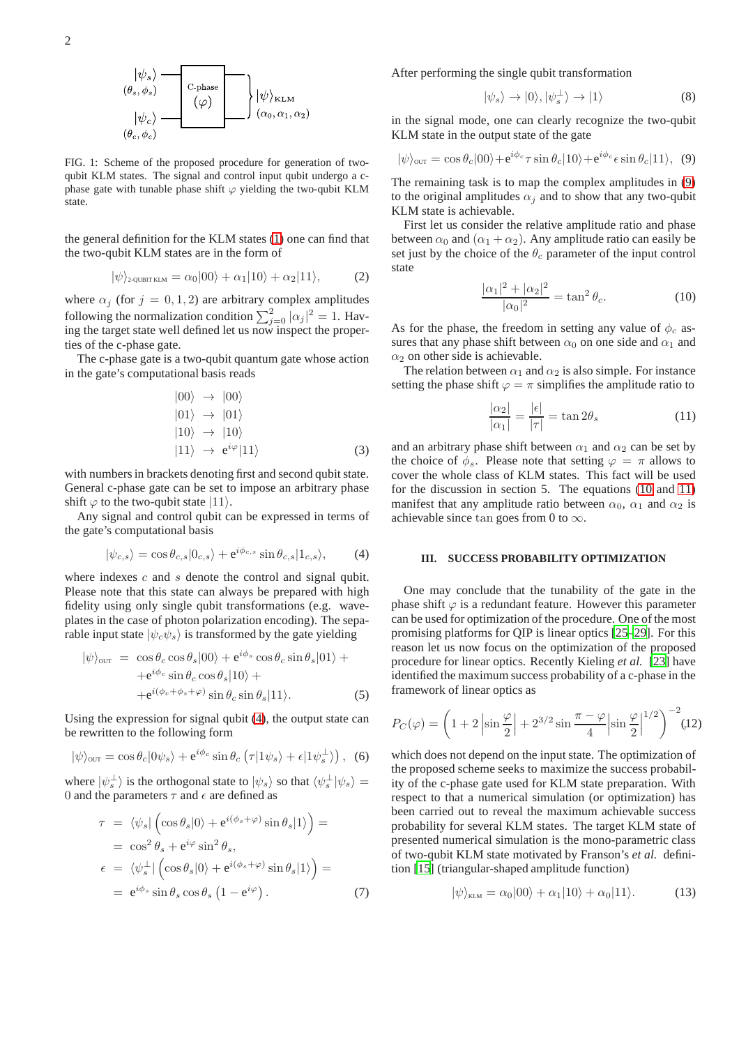FIG. 1: Scheme of the proposed procedure for generation of two-qubit KLM states. The signal and control input qubit undergo a c-phase gate with tunable phase shift $\varphi$ yielding the two-qubit KLM state.

the general definition for the KLM states (1) one can find that the two-qubit KLM states are in the form of

$$|\psi\rangle_{\text{2-QUBIT KLM}} = \alpha_0|00\rangle + \alpha_1|10\rangle + \alpha_2|11\rangle, \qquad (2)$$

where $\alpha_j$ (for $j = 0, 1, 2$) are arbitrary complex amplitudes following the normalization condition $\sum_{j=0}^{2} |\alpha_j|^2 = 1$. Having the target state well defined let us now inspect the properties of the c-phase gate.

The c-phase gate is a two-qubit quantum gate whose action in the gate's computational basis reads

$$\begin{aligned} |00\rangle &\rightarrow |00\rangle \\ |01\rangle &\rightarrow |01\rangle \\ |10\rangle &\rightarrow |10\rangle \\ |11\rangle &\rightarrow \mathrm{e}^{i\varphi}|11\rangle \end{aligned} \qquad (3)$$

with numbers in brackets denoting first and second qubit state. General c-phase gate can be set to impose an arbitrary phase shift $\varphi$ to the two-qubit state $|11\rangle$.

Any signal and control qubit can be expressed in terms of the gate's computational basis

$$|\psi_{c,s}\rangle = \cos\theta_{c,s}|0_{c,s}\rangle + \mathrm{e}^{i\phi_{c,s}}\sin\theta_{c,s}|1_{c,s}\rangle, \qquad (4)$$

where indexes $c$ and $s$ denote the control and signal qubit. Please note that this state can always be prepared with high fidelity using only single qubit transformations (e.g. waveplates in the case of photon polarization encoding). The separable input state $|\psi_c\psi_s\rangle$ is transformed by the gate yielding

$$\begin{aligned} |\psi\rangle_{\text{OUT}} = \; & \cos\theta_c\cos\theta_s|00\rangle + \mathrm{e}^{i\phi_s}\cos\theta_c\sin\theta_s|01\rangle + \\ & + \mathrm{e}^{i\phi_c}\sin\theta_c\cos\theta_s|10\rangle + \\ & + \mathrm{e}^{i(\phi_c+\phi_s+\varphi)}\sin\theta_c\sin\theta_s|11\rangle. \end{aligned} \qquad (5)$$

Using the expression for signal qubit (4), the output state can be rewritten to the following form

$$|\psi\rangle_{\text{OUT}} = \cos\theta_c|0\psi_s\rangle + \mathrm{e}^{i\phi_c}\sin\theta_c\left(\tau|1\psi_s\rangle + \epsilon|1\psi_s^{\perp}\rangle\right), \qquad (6)$$

where $|\psi_s^{\perp}\rangle$ is the orthogonal state to $|\psi_s\rangle$ so that $\langle\psi_s^{\perp}|\psi_s\rangle = 0$ and the parameters $\tau$ and $\epsilon$ are defined as

$$\begin{aligned} \tau &= \langle\psi_s|\left(\cos\theta_s|0\rangle + \mathrm{e}^{i(\phi_s+\varphi)}\sin\theta_s|1\rangle\right) = \\ &= \cos^2\theta_s + \mathrm{e}^{i\varphi}\sin^2\theta_s, \\ \epsilon &= \langle\psi_s^{\perp}|\left(\cos\theta_s|0\rangle + \mathrm{e}^{i(\phi_s+\varphi)}\sin\theta_s|1\rangle\right) = \\ &= \mathrm{e}^{i\phi_s}\sin\theta_s\cos\theta_s\left(1 - \mathrm{e}^{i\varphi}\right). \end{aligned} \qquad (7)$$

After performing the single qubit transformation

$$|\psi_s\rangle \rightarrow |0\rangle, |\psi_s^{\perp}\rangle \rightarrow |1\rangle \qquad (8)$$

in the signal mode, one can clearly recognize the two-qubit KLM state in the output state of the gate

$$|\psi\rangle_{\text{OUT}} = \cos\theta_c|00\rangle + \mathrm{e}^{i\phi_c}\tau\sin\theta_c|10\rangle + \mathrm{e}^{i\phi_c}\epsilon\sin\theta_c|11\rangle, \qquad (9)$$

The remaining task is to map the complex amplitudes in (9) to the original amplitudes $\alpha_j$ and to show that any two-qubit KLM state is achievable.

First let us consider the relative amplitude ratio and phase between $\alpha_0$ and $(\alpha_1 + \alpha_2)$. Any amplitude ratio can easily be set just by the choice of the $\theta_c$ parameter of the input control state

$$\frac{|\alpha_1|^2 + |\alpha_2|^2}{|\alpha_0|^2} = \tan^2\theta_c. \qquad (10)$$

As for the phase, the freedom in setting any value of $\phi_c$ assures that any phase shift between $\alpha_0$ on one side and $\alpha_1$ and $\alpha_2$ on other side is achievable.

The relation between $\alpha_1$ and $\alpha_2$ is also simple. For instance setting the phase shift $\varphi = \pi$ simplifies the amplitude ratio to

$$\frac{|\alpha_2|}{|\alpha_1|} = \frac{|\epsilon|}{|\tau|} = \tan 2\theta_s \qquad (11)$$

and an arbitrary phase shift between $\alpha_1$ and $\alpha_2$ can be set by the choice of $\phi_s$. Please note that setting $\varphi = \pi$ allows to cover the whole class of KLM states. This fact will be used for the discussion in section 5. The equations (10 and 11) manifest that any amplitude ratio between $\alpha_0$, $\alpha_1$ and $\alpha_2$ is achievable since $\tan$ goes from 0 to $\infty$.

## III. SUCCESS PROBABILITY OPTIMIZATION

One may conclude that the tunability of the gate in the phase shift $\varphi$ is a redundant feature. However this parameter can be used for optimization of the procedure. One of the most promising platforms for QIP is linear optics [25–29]. For this reason let us now focus on the optimization of the proposed procedure for linear optics. Recently Kieling *et al.* [23] have identified the maximum success probability of a c-phase in the framework of linear optics as

$$P_C(\varphi) = \left(1 + 2\left|\sin\frac{\varphi}{2}\right| + 2^{3/2}\sin\frac{\pi - \varphi}{4}\left|\sin\frac{\varphi}{2}\right|^{1/2}\right)^{-2} \qquad (12)$$

which does not depend on the input state. The optimization of the proposed scheme seeks to maximize the success probability of the c-phase gate used for KLM state preparation. With respect to that a numerical simulation (or optimization) has been carried out to reveal the maximum achievable success probability for several KLM states. The target KLM state of presented numerical simulation is the mono-parametric class of two-qubit KLM state motivated by Franson's *et al.* definition [15] (triangular-shaped amplitude function)

$$|\psi\rangle_{\text{KLM}} = \alpha_0|00\rangle + \alpha_1|10\rangle + \alpha_0|11\rangle. \qquad (13)$$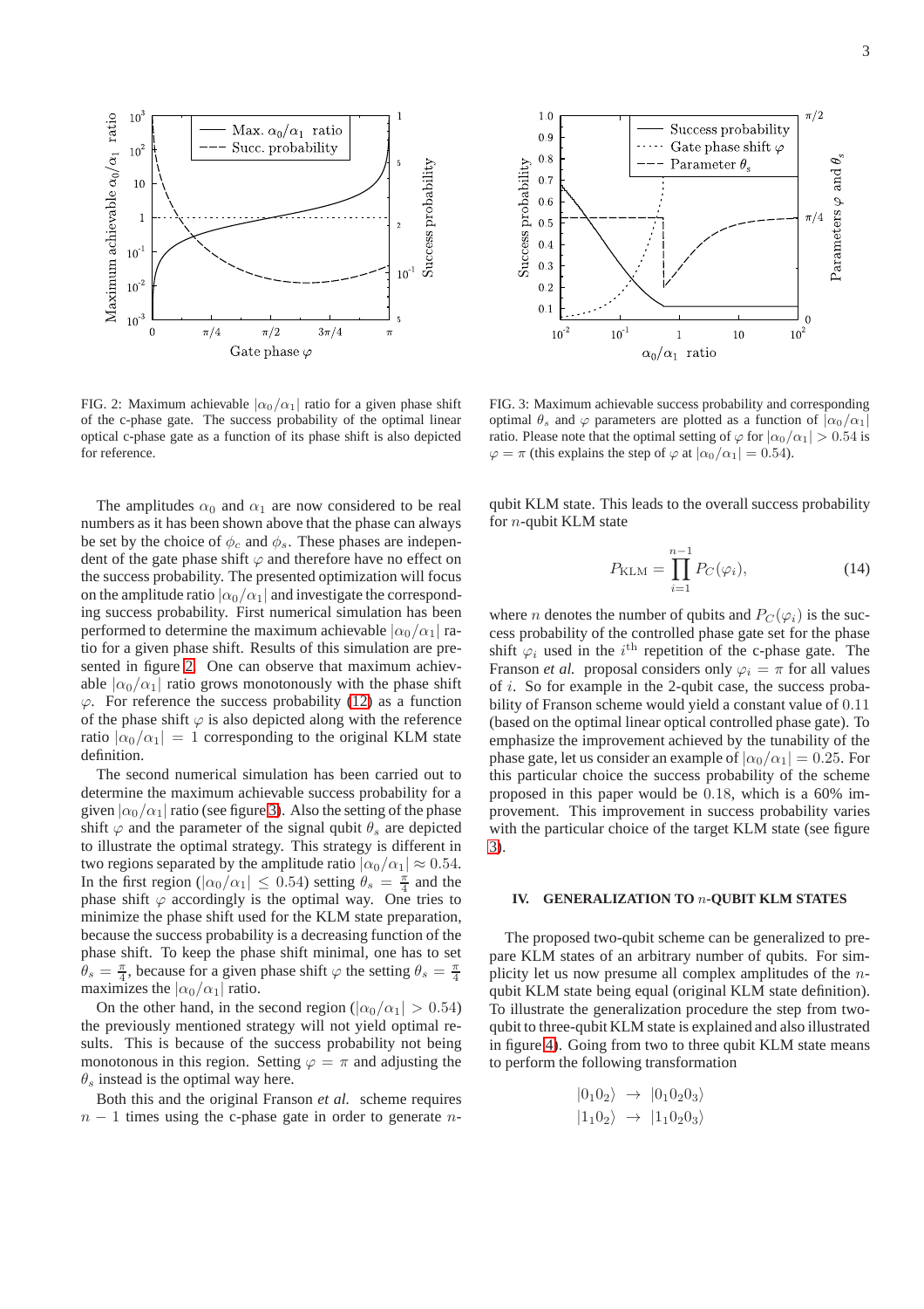FIG. 2: Maximum achievable $|\alpha_0/\alpha_1|$ ratio for a given phase shift of the c-phase gate. The success probability of the optimal linear optical c-phase gate as a function of its phase shift is also depicted for reference.

FIG. 3: Maximum achievable success probability and corresponding optimal $\theta_s$ and $\varphi$ parameters are plotted as a function of $|\alpha_0/\alpha_1|$ ratio. Please note that the optimal setting of $\varphi$ for $|\alpha_0/\alpha_1| > 0.54$ is $\varphi = \pi$ (this explains the step of $\varphi$ at $|\alpha_0/\alpha_1| = 0.54$).

The amplitudes $\alpha_0$ and $\alpha_1$ are now considered to be real numbers as it has been shown above that the phase can always be set by the choice of $\phi_c$ and $\phi_s$. These phases are independent of the gate phase shift $\varphi$ and therefore have no effect on the success probability. The presented optimization will focus on the amplitude ratio $|\alpha_0/\alpha_1|$ and investigate the corresponding success probability. First numerical simulation has been performed to determine the maximum achievable $|\alpha_0/\alpha_1|$ ratio for a given phase shift. Results of this simulation are presented in figure 2. One can observe that maximum achievable $|\alpha_0/\alpha_1|$ ratio grows monotonously with the phase shift $\varphi$. For reference the success probability (12) as a function of the phase shift $\varphi$ is also depicted along with the reference ratio $|\alpha_0/\alpha_1| = 1$ corresponding to the original KLM state definition.

The second numerical simulation has been carried out to determine the maximum achievable success probability for a given $|\alpha_0/\alpha_1|$ ratio (see figure 3). Also the setting of the phase shift $\varphi$ and the parameter of the signal qubit $\theta_s$ are depicted to illustrate the optimal strategy. This strategy is different in two regions separated by the amplitude ratio $|\alpha_0/\alpha_1| \approx 0.54$. In the first region ($|\alpha_0/\alpha_1| \leq 0.54$) setting $\theta_s = \frac{\pi}{4}$ and the phase shift $\varphi$ accordingly is the optimal way. One tries to minimize the phase shift used for the KLM state preparation, because the success probability is a decreasing function of the phase shift. To keep the phase shift minimal, one has to set $\theta_s = \frac{\pi}{4}$, because for a given phase shift $\varphi$ the setting $\theta_s = \frac{\pi}{4}$ maximizes the $|\alpha_0/\alpha_1|$ ratio.

On the other hand, in the second region ($|\alpha_0/\alpha_1| > 0.54$) the previously mentioned strategy will not yield optimal results. This is because of the success probability not being monotonous in this region. Setting $\varphi = \pi$ and adjusting the $\theta_s$ instead is the optimal way here.

Both this and the original Franson *et al.* scheme requires $n - 1$ times using the c-phase gate in order to generate $n$-qubit KLM state. This leads to the overall success probability for $n$-qubit KLM state

$$P_{\text{KLM}} = \prod_{i=1}^{n-1} P_C(\varphi_i), \tag{14}$$

where $n$ denotes the number of qubits and $P_C(\varphi_i)$ is the success probability of the controlled phase gate set for the phase shift $\varphi_i$ used in the $i^{\text{th}}$ repetition of the c-phase gate. The Franson *et al.* proposal considers only $\varphi_i = \pi$ for all values of $i$. So for example in the 2-qubit case, the success probability of Franson scheme would yield a constant value of $0.11$ (based on the optimal linear optical controlled phase gate). To emphasize the improvement achieved by the tunability of the phase gate, let us consider an example of $|\alpha_0/\alpha_1| = 0.25$. For this particular choice the success probability of the scheme proposed in this paper would be $0.18$, which is a 60% improvement. This improvement in success probability varies with the particular choice of the target KLM state (see figure 3).

## IV. GENERALIZATION TO $n$-QUBIT KLM STATES

The proposed two-qubit scheme can be generalized to prepare KLM states of an arbitrary number of qubits. For simplicity let us now presume all complex amplitudes of the $n$-qubit KLM state being equal (original KLM state definition). To illustrate the generalization procedure the step from two-qubit to three-qubit KLM state is explained and also illustrated in figure 4). Going from two to three qubit KLM state means to perform the following transformation

$$\begin{aligned}
|0_1 0_2\rangle &\rightarrow |0_1 0_2 0_3\rangle \\
|1_1 0_2\rangle &\rightarrow |1_1 0_2 0_3\rangle
\end{aligned}$$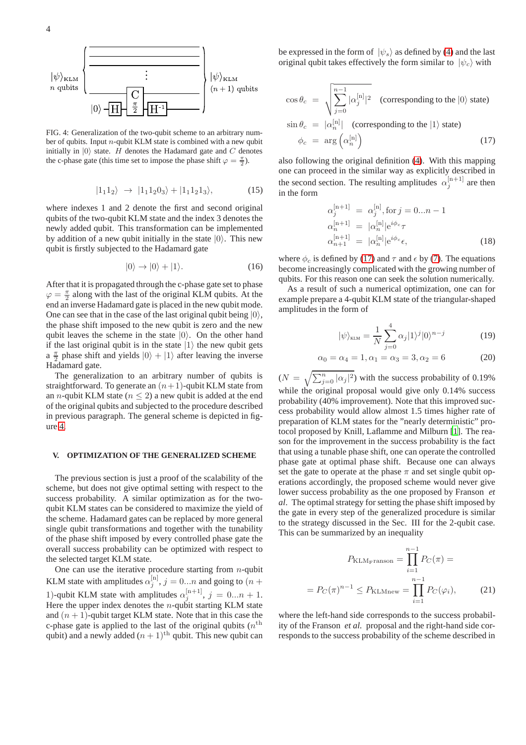FIG. 4: Generalization of the two-qubit scheme to an arbitrary number of qubits. Input $n$-qubit KLM state is combined with a new qubit initially in $|0\rangle$ state. $H$ denotes the Hadamard gate and $C$ denotes the c-phase gate (this time set to impose the phase shift $\varphi = \frac{\pi}{2}$).

$$|1_1 1_2\rangle \;\rightarrow\; |1_1 1_2 0_3\rangle + |1_1 1_2 1_3\rangle, \tag{15}$$

where indexes 1 and 2 denote the first and second original qubits of the two-qubit KLM state and the index 3 denotes the newly added qubit. This transformation can be implemented by addition of a new qubit initially in the state $|0\rangle$. This new qubit is firstly subjected to the Hadamard gate

$$|0\rangle \rightarrow |0\rangle + |1\rangle. \tag{16}$$

After that it is propagated through the c-phase gate set to phase $\varphi = \frac{\pi}{2}$ along with the last of the original KLM qubits. At the end an inverse Hadamard gate is placed in the new qubit mode. One can see that in the case of the last original qubit being $|0\rangle$, the phase shift imposed to the new qubit is zero and the new qubit leaves the scheme in the state $|0\rangle$. On the other hand if the last original qubit is in the state $|1\rangle$ the new qubit gets a $\frac{\pi}{2}$ phase shift and yields $|0\rangle + |1\rangle$ after leaving the inverse Hadamard gate.

The generalization to an arbitrary number of qubits is straightforward. To generate an $(n+1)$-qubit KLM state from an $n$-qubit KLM state ($n \leq 2$) a new qubit is added at the end of the original qubits and subjected to the procedure described in previous paragraph. The general scheme is depicted in figure 4.

## V. OPTIMIZATION OF THE GENERALIZED SCHEME

The previous section is just a proof of the scalability of the scheme, but does not give optimal setting with respect to the success probability. A similar optimization as for the two-qubit KLM states can be considered to maximize the yield of the scheme. Hadamard gates can be replaced by more general single qubit transformations and together with the tunability of the phase shift imposed by every controlled phase gate the overall success probability can be optimized with respect to the selected target KLM state.

One can use the iterative procedure starting from $n$-qubit KLM state with amplitudes $\alpha_j^{[n]}$, $j = 0...n$ and going to $(n+1)$-qubit KLM state with amplitudes $\alpha_j^{[n+1]}$, $j = 0...n+1$. Here the upper index denotes the $n$-qubit starting KLM state and $(n+1)$-qubit target KLM state. Note that in this case the c-phase gate is applied to the last of the original qubits ($n^{\text{th}}$ qubit) and a newly added $(n+1)^{\text{th}}$ qubit. This new qubit can be expressed in the form of $|\psi_s\rangle$ as defined by (4) and the last original qubit takes effectively the form similar to $|\psi_c\rangle$ with

$$\begin{aligned}
\cos\theta_c &= \sqrt{\sum_{j=0}^{n-1} |\alpha_j^{[n]}|^2} \quad \text{(corresponding to the } |0\rangle \text{ state)} \\
\sin\theta_c &= |\alpha_n^{[n]}| \quad \text{(corresponding to the } |1\rangle \text{ state)} \\
\phi_c &= \arg\left(\alpha_n^{[n]}\right)
\end{aligned} \tag{17}$$

also following the original definition (4). With this mapping one can proceed in the similar way as explicitly described in the second section. The resulting amplitudes $\alpha_j^{[n+1]}$ are then in the form

$$\begin{aligned}
\alpha_j^{[n+1]} &= \alpha_j^{[n]}, \text{for } j = 0...n-1 \\
\alpha_n^{[n+1]} &= |\alpha_n^{[n]}| e^{i\phi_c} \tau \\
\alpha_{n+1}^{[n+1]} &= |\alpha_n^{[n]}| e^{i\phi_c} \epsilon,
\end{aligned} \tag{18}$$

where $\phi_c$ is defined by (17) and $\tau$ and $\epsilon$ by (7). The equations become increasingly complicated with the growing number of qubits. For this reason one can seek the solution numerically.

As a result of such a numerical optimization, one can for example prepare a 4-qubit KLM state of the triangular-shaped amplitudes in the form of

$$|\psi\rangle_{\text{KLM}} = \frac{1}{N} \sum_{j=0}^{4} \alpha_j |1\rangle^j |0\rangle^{n-j} \tag{19}$$

$$\alpha_0 = \alpha_4 = 1, \alpha_1 = \alpha_3 = 3, \alpha_2 = 6 \tag{20}$$

($N = \sqrt{\sum_{j=0}^{n} |\alpha_j|^2}$) with the success probability of 0.19% while the original proposal would give only 0.14% success probability (40% improvement). Note that this improved success probability would allow almost 1.5 times higher rate of preparation of KLM states for the "nearly deterministic" protocol proposed by Knill, Laflamme and Milburn [1]. The reason for the improvement in the success probability is the fact that using a tunable phase shift, one can operate the controlled phase gate at optimal phase shift. Because one can always set the gate to operate at the phase $\pi$ and set single qubit operations accordingly, the proposed scheme would never give lower success probability as the one proposed by Franson *et al*. The optimal strategy for setting the phase shift imposed by the gate in every step of the generalized procedure is similar to the strategy discussed in the Sec. III for the 2-qubit case. This can be summarized by an inequality

$$\begin{aligned}
P_{\text{KLM}_\text{Franson}} &= \prod_{i=1}^{n-1} P_C(\pi) = \\
= P_C(\pi)^{n-1} &\leq P_{\text{KLMnew}} = \prod_{i=1}^{n-1} P_C(\varphi_i),
\end{aligned} \tag{21}$$

where the left-hand side corresponds to the success probability of the Franson *et al.* proposal and the right-hand side corresponds to the success probability of the scheme described in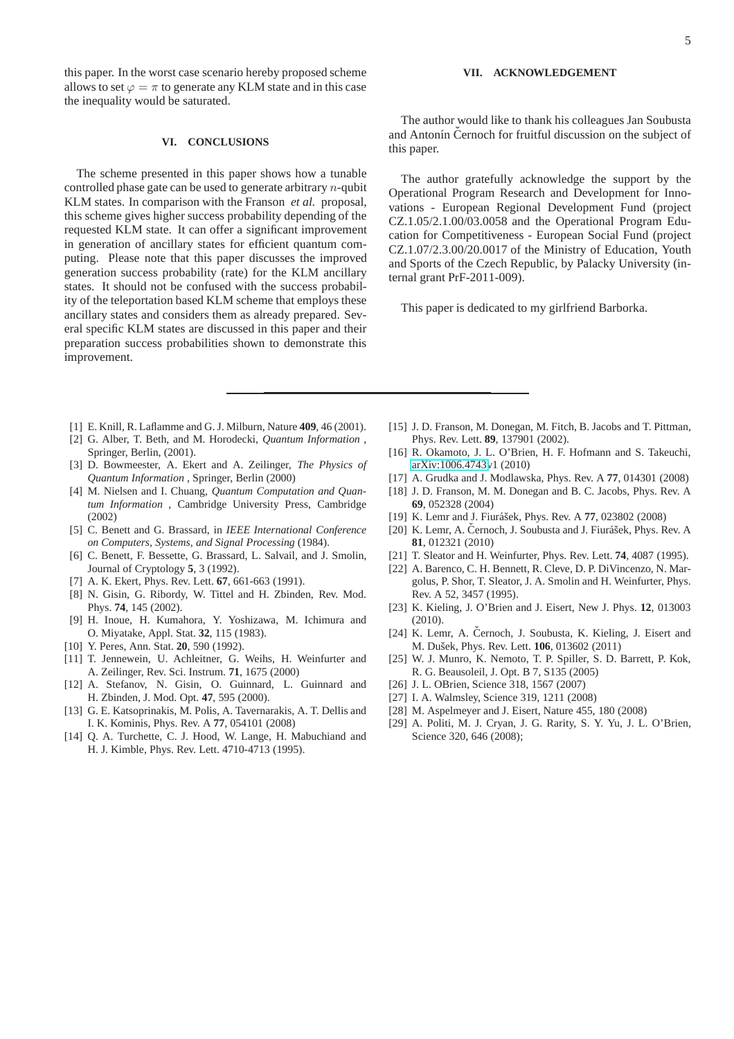this paper. In the worst case scenario hereby proposed scheme allows to set $\varphi = \pi$ to generate any KLM state and in this case the inequality would be saturated.

## VI. CONCLUSIONS

The scheme presented in this paper shows how a tunable controlled phase gate can be used to generate arbitrary $n$-qubit KLM states. In comparison with the Franson *et al.* proposal, this scheme gives higher success probability depending of the requested KLM state. It can offer a significant improvement in generation of ancillary states for efficient quantum computing. Please note that this paper discusses the improved generation success probability (rate) for the KLM ancillary states. It should not be confused with the success probability of the teleportation based KLM scheme that employs these ancillary states and considers them as already prepared. Several specific KLM states are discussed in this paper and their preparation success probabilities shown to demonstrate this improvement.

## VII. ACKNOWLEDGEMENT

The author would like to thank his colleagues Jan Soubusta and Antonín Černoch for fruitful discussion on the subject of this paper.

The author gratefully acknowledge the support by the Operational Program Research and Development for Innovations - European Regional Development Fund (project CZ.1.05/2.1.00/03.0058 and the Operational Program Education for Competitiveness - European Social Fund (project CZ.1.07/2.3.00/20.0017 of the Ministry of Education, Youth and Sports of the Czech Republic, by Palacky University (internal grant PrF-2011-009).

This paper is dedicated to my girlfriend Barborka.

---

[1] E. Knill, R. Laflamme and G. J. Milburn, Nature **409**, 46 (2001).
[2] G. Alber, T. Beth, and M. Horodecki, *Quantum Information* , Springer, Berlin, (2001).
[3] D. Bowmeester, A. Ekert and A. Zeilinger, *The Physics of Quantum Information* , Springer, Berlin (2000)
[4] M. Nielsen and I. Chuang, *Quantum Computation and Quantum Information* , Cambridge University Press, Cambridge (2002)
[5] C. Benett and G. Brassard, in *IEEE International Conference on Computers, Systems, and Signal Processing* (1984).
[6] C. Benett, F. Bessette, G. Brassard, L. Salvail, and J. Smolin, Journal of Cryptology **5**, 3 (1992).
[7] A. K. Ekert, Phys. Rev. Lett. **67**, 661-663 (1991).
[8] N. Gisin, G. Ribordy, W. Tittel and H. Zbinden, Rev. Mod. Phys. **74**, 145 (2002).
[9] H. Inoue, H. Kumahora, Y. Yoshizawa, M. Ichimura and O. Miyatake, Appl. Stat. **32**, 115 (1983).
[10] Y. Peres, Ann. Stat. **20**, 590 (1992).
[11] T. Jennewein, U. Achleitner, G. Weihs, H. Weinfurter and A. Zeilinger, Rev. Sci. Instrum. **71**, 1675 (2000)
[12] A. Stefanov, N. Gisin, O. Guinnard, L. Guinnard and H. Zbinden, J. Mod. Opt. **47**, 595 (2000).
[13] G. E. Katsoprinakis, M. Polis, A. Tavernarakis, A. T. Dellis and I. K. Kominis, Phys. Rev. A **77**, 054101 (2008)
[14] Q. A. Turchette, C. J. Hood, W. Lange, H. Mabuchiand and H. J. Kimble, Phys. Rev. Lett. 4710-4713 (1995).
[15] J. D. Franson, M. Donegan, M. Fitch, B. Jacobs and T. Pittman, Phys. Rev. Lett. **89**, 137901 (2002).
[16] R. Okamoto, J. L. O'Brien, H. F. Hofmann and S. Takeuchi, arXiv:1006.4743v1 (2010)
[17] A. Grudka and J. Modlawska, Phys. Rev. A **77**, 014301 (2008)
[18] J. D. Franson, M. M. Donegan and B. C. Jacobs, Phys. Rev. A **69**, 052328 (2004)
[19] K. Lemr and J. Fiurášek, Phys. Rev. A **77**, 023802 (2008)
[20] K. Lemr, A. Černoch, J. Soubusta and J. Fiurášek, Phys. Rev. A **81**, 012321 (2010)
[21] T. Sleator and H. Weinfurter, Phys. Rev. Lett. **74**, 4087 (1995).
[22] A. Barenco, C. H. Bennett, R. Cleve, D. P. DiVincenzo, N. Margolus, P. Shor, T. Sleator, J. A. Smolin and H. Weinfurter, Phys. Rev. A 52, 3457 (1995).
[23] K. Kieling, J. O'Brien and J. Eisert, New J. Phys. **12**, 013003 (2010).
[24] K. Lemr, A. Černoch, J. Soubusta, K. Kieling, J. Eisert and M. Dušek, Phys. Rev. Lett. **106**, 013602 (2011)
[25] W. J. Munro, K. Nemoto, T. P. Spiller, S. D. Barrett, P. Kok, R. G. Beausoleil, J. Opt. B 7, S135 (2005)
[26] J. L. OBrien, Science 318, 1567 (2007)
[27] I. A. Walmsley, Science 319, 1211 (2008)
[28] M. Aspelmeyer and J. Eisert, Nature 455, 180 (2008)
[29] A. Politi, M. J. Cryan, J. G. Rarity, S. Y. Yu, J. L. O'Brien, Science 320, 646 (2008);